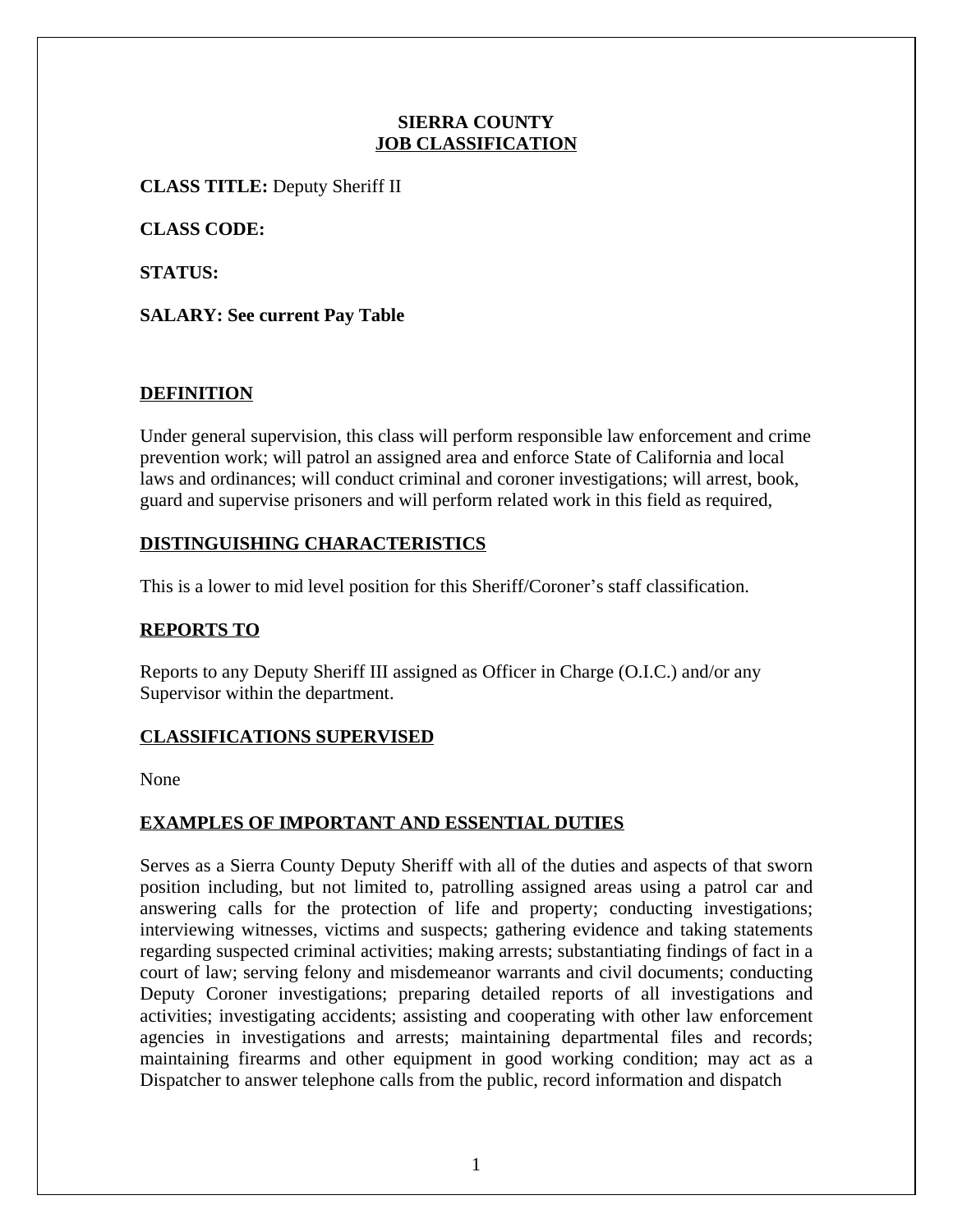**SIERRA COUNTY**
**JOB CLASSIFICATION**

**CLASS TITLE:** Deputy Sheriff II

**CLASS CODE:**

**STATUS:**

**SALARY: See current Pay Table**

## DEFINITION

Under general supervision, this class will perform responsible law enforcement and crime prevention work; will patrol an assigned area and enforce State of California and local laws and ordinances; will conduct criminal and coroner investigations; will arrest, book, guard and supervise prisoners and will perform related work in this field as required,

## DISTINGUISHING CHARACTERISTICS

This is a lower to mid level position for this Sheriff/Coroner's staff classification.

## REPORTS TO

Reports to any Deputy Sheriff III assigned as Officer in Charge (O.I.C.) and/or any Supervisor within the department.

## CLASSIFICATIONS SUPERVISED

None

## EXAMPLES OF IMPORTANT AND ESSENTIAL DUTIES

Serves as a Sierra County Deputy Sheriff with all of the duties and aspects of that sworn position including, but not limited to, patrolling assigned areas using a patrol car and answering calls for the protection of life and property; conducting investigations; interviewing witnesses, victims and suspects; gathering evidence and taking statements regarding suspected criminal activities; making arrests; substantiating findings of fact in a court of law; serving felony and misdemeanor warrants and civil documents; conducting Deputy Coroner investigations; preparing detailed reports of all investigations and activities; investigating accidents; assisting and cooperating with other law enforcement agencies in investigations and arrests; maintaining departmental files and records; maintaining firearms and other equipment in good working condition; may act as a Dispatcher to answer telephone calls from the public, record information and dispatch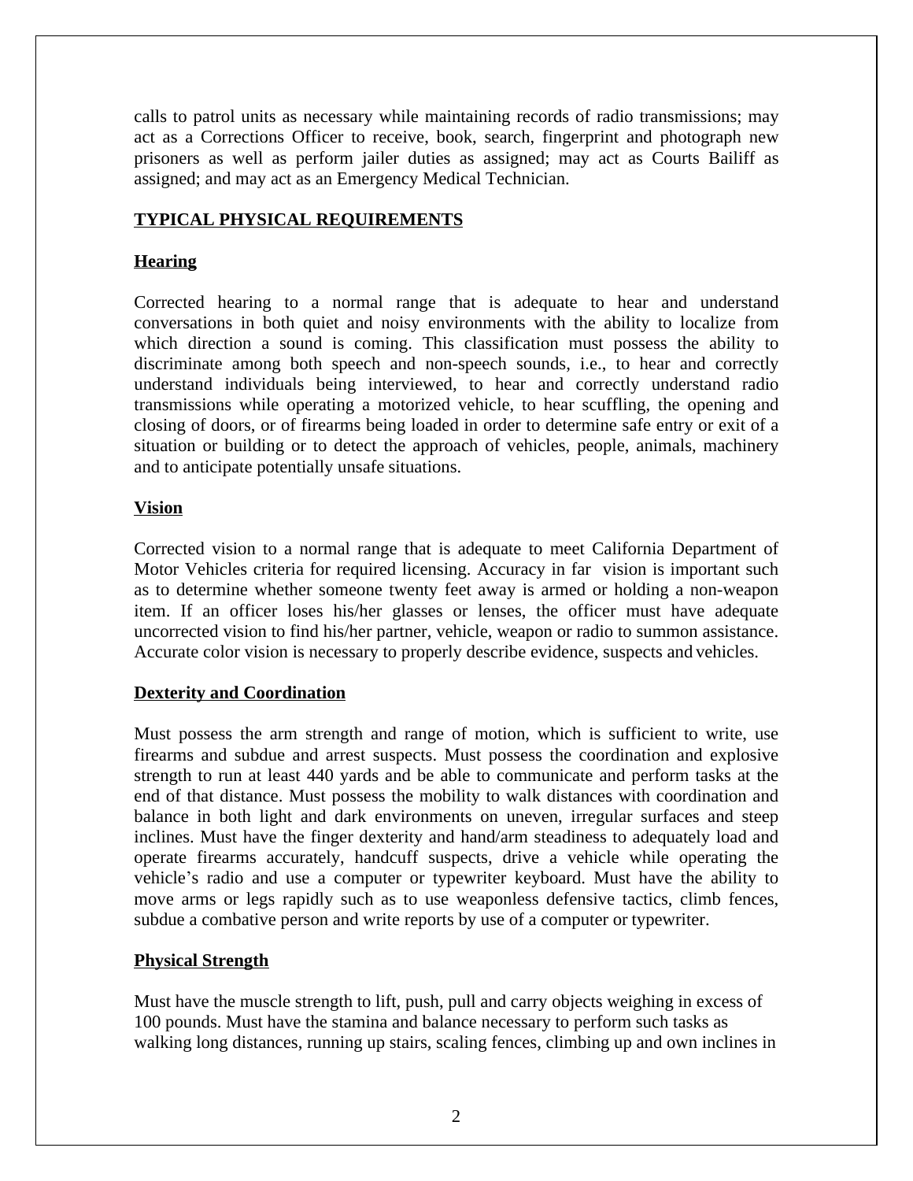calls to patrol units as necessary while maintaining records of radio transmissions; may act as a Corrections Officer to receive, book, search, fingerprint and photograph new prisoners as well as perform jailer duties as assigned; may act as Courts Bailiff as assigned; and may act as an Emergency Medical Technician.

## TYPICAL PHYSICAL REQUIREMENTS

### Hearing

Corrected hearing to a normal range that is adequate to hear and understand conversations in both quiet and noisy environments with the ability to localize from which direction a sound is coming. This classification must possess the ability to discriminate among both speech and non-speech sounds, i.e., to hear and correctly understand individuals being interviewed, to hear and correctly understand radio transmissions while operating a motorized vehicle, to hear scuffling, the opening and closing of doors, or of firearms being loaded in order to determine safe entry or exit of a situation or building or to detect the approach of vehicles, people, animals, machinery and to anticipate potentially unsafe situations.

### Vision

Corrected vision to a normal range that is adequate to meet California Department of Motor Vehicles criteria for required licensing. Accuracy in far vision is important such as to determine whether someone twenty feet away is armed or holding a non-weapon item. If an officer loses his/her glasses or lenses, the officer must have adequate uncorrected vision to find his/her partner, vehicle, weapon or radio to summon assistance. Accurate color vision is necessary to properly describe evidence, suspects and vehicles.

### Dexterity and Coordination

Must possess the arm strength and range of motion, which is sufficient to write, use firearms and subdue and arrest suspects. Must possess the coordination and explosive strength to run at least 440 yards and be able to communicate and perform tasks at the end of that distance. Must possess the mobility to walk distances with coordination and balance in both light and dark environments on uneven, irregular surfaces and steep inclines. Must have the finger dexterity and hand/arm steadiness to adequately load and operate firearms accurately, handcuff suspects, drive a vehicle while operating the vehicle's radio and use a computer or typewriter keyboard. Must have the ability to move arms or legs rapidly such as to use weaponless defensive tactics, climb fences, subdue a combative person and write reports by use of a computer or typewriter.

### Physical Strength

Must have the muscle strength to lift, push, pull and carry objects weighing in excess of 100 pounds. Must have the stamina and balance necessary to perform such tasks as walking long distances, running up stairs, scaling fences, climbing up and own inclines in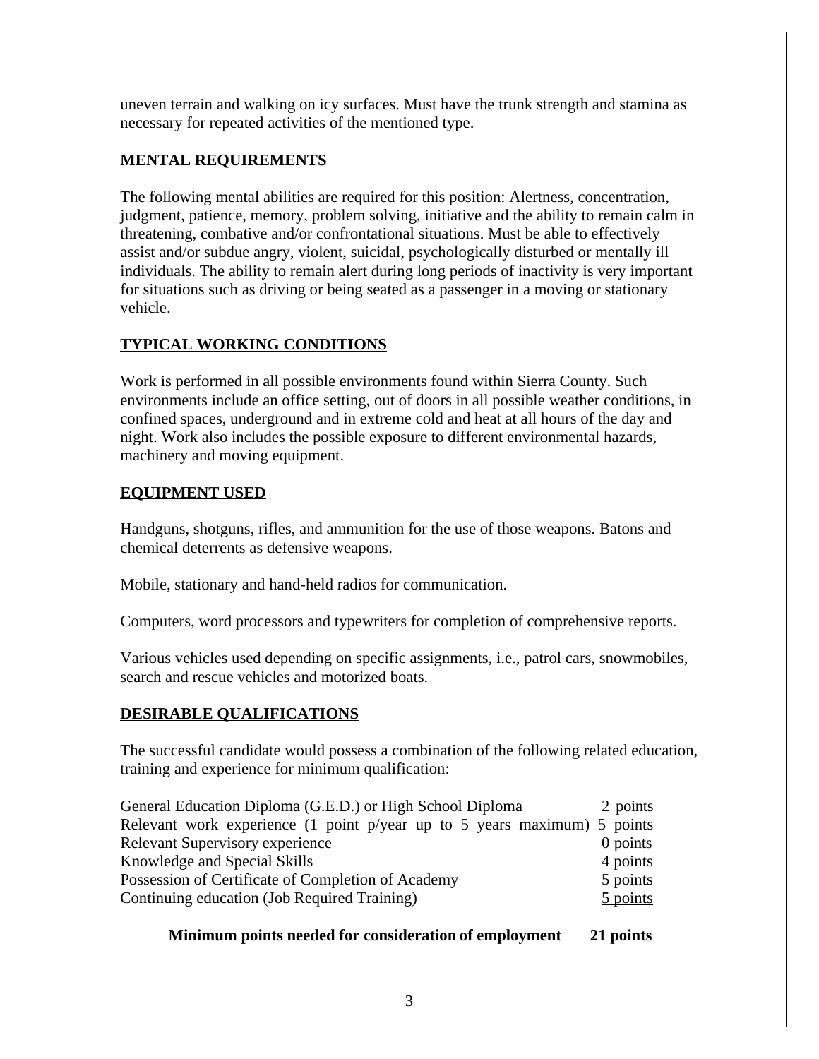uneven terrain and walking on icy surfaces. Must have the trunk strength and stamina as necessary for repeated activities of the mentioned type.

## MENTAL REQUIREMENTS

The following mental abilities are required for this position: Alertness, concentration, judgment, patience, memory, problem solving, initiative and the ability to remain calm in threatening, combative and/or confrontational situations. Must be able to effectively assist and/or subdue angry, violent, suicidal, psychologically disturbed or mentally ill individuals. The ability to remain alert during long periods of inactivity is very important for situations such as driving or being seated as a passenger in a moving or stationary vehicle.

## TYPICAL WORKING CONDITIONS

Work is performed in all possible environments found within Sierra County. Such environments include an office setting, out of doors in all possible weather conditions, in confined spaces, underground and in extreme cold and heat at all hours of the day and night. Work also includes the possible exposure to different environmental hazards, machinery and moving equipment.

## EQUIPMENT USED

Handguns, shotguns, rifles, and ammunition for the use of those weapons. Batons and chemical deterrents as defensive weapons.

Mobile, stationary and hand-held radios for communication.

Computers, word processors and typewriters for completion of comprehensive reports.

Various vehicles used depending on specific assignments, i.e., patrol cars, snowmobiles, search and rescue vehicles and motorized boats.

## DESIRABLE QUALIFICATIONS

The successful candidate would possess a combination of the following related education, training and experience for minimum qualification:

| Qualification | Points |
|---|---|
| General Education Diploma (G.E.D.) or High School Diploma | 2 points |
| Relevant work experience (1 point p/year up to 5 years maximum) | 5 points |
| Relevant Supervisory experience | 0 points |
| Knowledge and Special Skills | 4 points |
| Possession of Certificate of Completion of Academy | 5 points |
| Continuing education (Job Required Training) | 5 points |
| **Minimum points needed for consideration of employment** | **21 points** |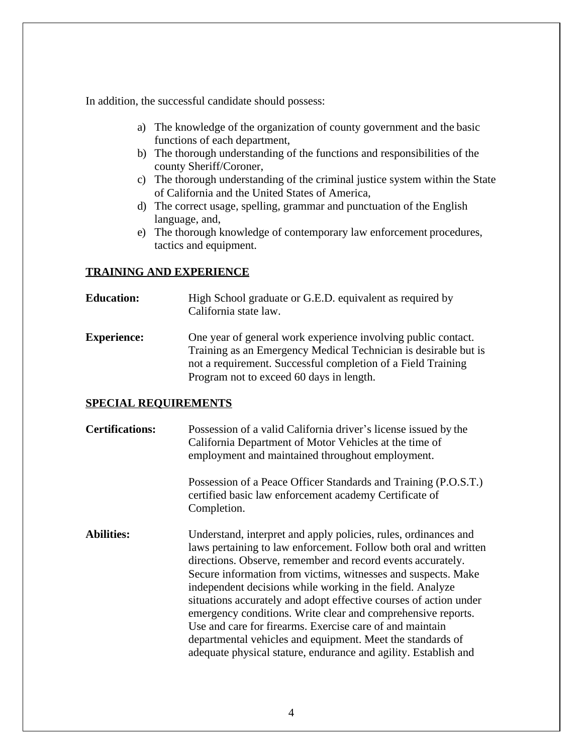In addition, the successful candidate should possess:

a) The knowledge of the organization of county government and the basic functions of each department,
b) The thorough understanding of the functions and responsibilities of the county Sheriff/Coroner,
c) The thorough understanding of the criminal justice system within the State of California and the United States of America,
d) The correct usage, spelling, grammar and punctuation of the English language, and,
e) The thorough knowledge of contemporary law enforcement procedures, tactics and equipment.

## TRAINING AND EXPERIENCE

**Education:** High School graduate or G.E.D. equivalent as required by California state law.

**Experience:** One year of general work experience involving public contact. Training as an Emergency Medical Technician is desirable but is not a requirement. Successful completion of a Field Training Program not to exceed 60 days in length.

## SPECIAL REQUIREMENTS

**Certifications:** Possession of a valid California driver's license issued by the California Department of Motor Vehicles at the time of employment and maintained throughout employment.

Possession of a Peace Officer Standards and Training (P.O.S.T.) certified basic law enforcement academy Certificate of Completion.

**Abilities:** Understand, interpret and apply policies, rules, ordinances and laws pertaining to law enforcement. Follow both oral and written directions. Observe, remember and record events accurately. Secure information from victims, witnesses and suspects. Make independent decisions while working in the field. Analyze situations accurately and adopt effective courses of action under emergency conditions. Write clear and comprehensive reports. Use and care for firearms. Exercise care of and maintain departmental vehicles and equipment. Meet the standards of adequate physical stature, endurance and agility. Establish and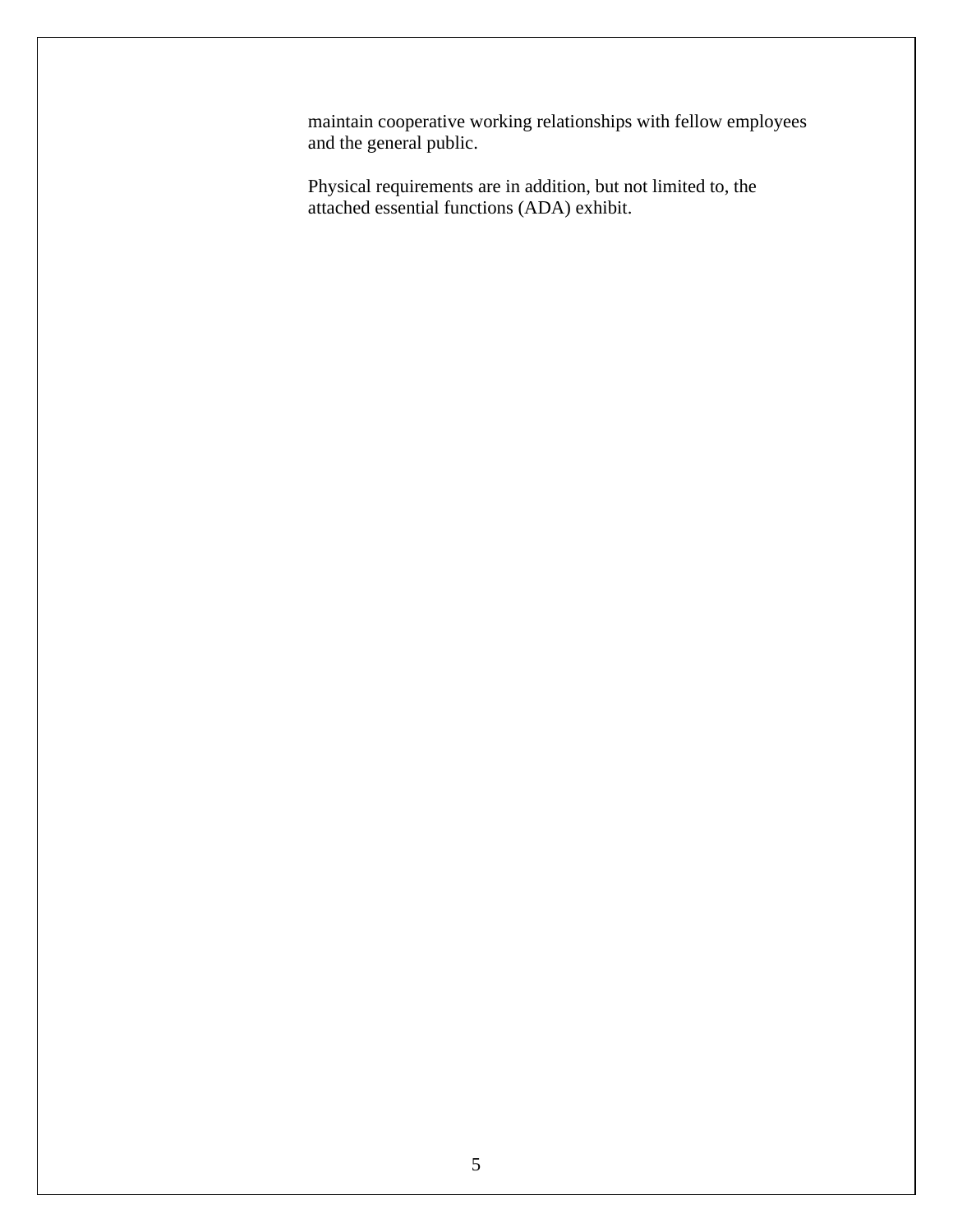maintain cooperative working relationships with fellow employees and the general public.

Physical requirements are in addition, but not limited to, the attached essential functions (ADA) exhibit.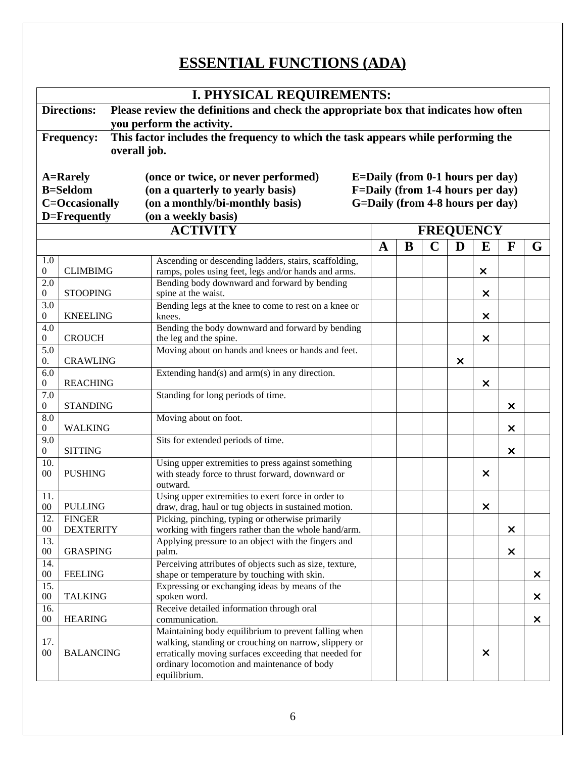# ESSENTIAL FUNCTIONS (ADA)

## I. PHYSICAL REQUIREMENTS:

**Directions:** **Please review the definitions and check the appropriate box that indicates how often you perform the activity.**

**Frequency:** **This factor includes the frequency to which the task appears while performing the overall job.**

**A=Rarely (once or twice, or never performed)**
**B=Seldom (on a quarterly to yearly basis)**
**C=Occasionally (on a monthly/bi-monthly basis)**
**D=Frequently (on a weekly basis)**
**E=Daily (from 0-1 hours per day)**
**F=Daily (from 1-4 hours per day)**
**G=Daily (from 4-8 hours per day)**

| | ACTIVITY | | FREQUENCY | | | | | | |
|---|---|---|---|---|---|---|---|---|---|
| | | | **A** | **B** | **C** | **D** | **E** | **F** | **G** |
| 1.00 | CLIMBIMG | Ascending or descending ladders, stairs, scaffolding, ramps, poles using feet, legs and/or hands and arms. | | | | | × | | |
| 2.00 | STOOPING | Bending body downward and forward by bending spine at the waist. | | | | | × | | |
| 3.00 | KNEELING | Bending legs at the knee to come to rest on a knee or knees. | | | | | × | | |
| 4.00 | CROUCH | Bending the body downward and forward by bending the leg and the spine. | | | | | × | | |
| 5.0 0. | CRAWLING | Moving about on hands and knees or hands and feet. | | | | × | | | |
| 6.00 | REACHING | Extending hand(s) and arm(s) in any direction. | | | | | × | | |
| 7.00 | STANDING | Standing for long periods of time. | | | | | | × | |
| 8.00 | WALKING | Moving about on foot. | | | | | | × | |
| 9.00 | SITTING | Sits for extended periods of time. | | | | | | × | |
| 10.00 | PUSHING | Using upper extremities to press against something with steady force to thrust forward, downward or outward. | | | | | × | | |
| 11.00 | PULLING | Using upper extremities to exert force in order to draw, drag, haul or tug objects in sustained motion. | | | | | × | | |
| 12.00 | FINGER DEXTERITY | Picking, pinching, typing or otherwise primarily working with fingers rather than the whole hand/arm. | | | | | | × | |
| 13.00 | GRASPING | Applying pressure to an object with the fingers and palm. | | | | | | × | |
| 14.00 | FEELING | Perceiving attributes of objects such as size, texture, shape or temperature by touching with skin. | | | | | | | × |
| 15.00 | TALKING | Expressing or exchanging ideas by means of the spoken word. | | | | | | | × |
| 16.00 | HEARING | Receive detailed information through oral communication. | | | | | | | × |
| 17.00 | BALANCING | Maintaining body equilibrium to prevent falling when walking, standing or crouching on narrow, slippery or erratically moving surfaces exceeding that needed for ordinary locomotion and maintenance of body equilibrium. | | | | | × | | |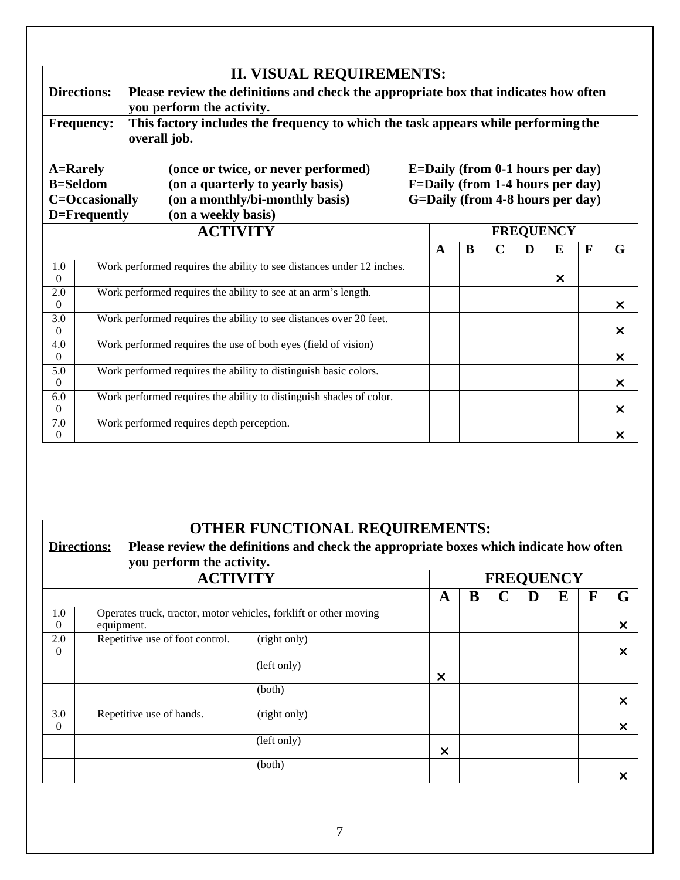## II. VISUAL REQUIREMENTS:

**Directions:** **Please review the definitions and check the appropriate box that indicates how often you perform the activity.**

**Frequency:** **This factory includes the frequency to which the task appears while performing the overall job.**

**A=Rarely** **(once or twice, or never performed)**
**B=Seldom** **(on a quarterly to yearly basis)**
**C=Occasionally** **(on a monthly/bi-monthly basis)**
**D=Frequently** **(on a weekly basis)**
**E=Daily (from 0-1 hours per day)**
**F=Daily (from 1-4 hours per day)**
**G=Daily (from 4-8 hours per day)**

| | | ACTIVITY | A | B | C | D | E | F | G |
|---|---|---|---|---|---|---|---|---|---|
| 1.00 | | Work performed requires the ability to see distances under 12 inches. | | | | | × | | |
| 2.00 | | Work performed requires the ability to see at an arm's length. | | | | | | | × |
| 3.00 | | Work performed requires the ability to see distances over 20 feet. | | | | | | | × |
| 4.00 | | Work performed requires the use of both eyes (field of vision) | | | | | | | × |
| 5.00 | | Work performed requires the ability to distinguish basic colors. | | | | | | | × |
| 6.00 | | Work performed requires the ability to distinguish shades of color. | | | | | | | × |
| 7.00 | | Work performed requires depth perception. | | | | | | | × |

## OTHER FUNCTIONAL REQUIREMENTS:

**Directions:** **Please review the definitions and check the appropriate boxes which indicate how often you perform the activity.**

| | | ACTIVITY | A | B | C | D | E | F | G |
|---|---|---|---|---|---|---|---|---|---|
| 1.00 | | Operates truck, tractor, motor vehicles, forklift or other moving equipment. | | | | | | | × |
| 2.00 | | Repetitive use of foot control. (right only) | | | | | | | × |
| | | (left only) | × | | | | | | |
| | | (both) | | | | | | | × |
| 3.00 | | Repetitive use of hands. (right only) | | | | | | | × |
| | | (left only) | × | | | | | | |
| | | (both) | | | | | | | × |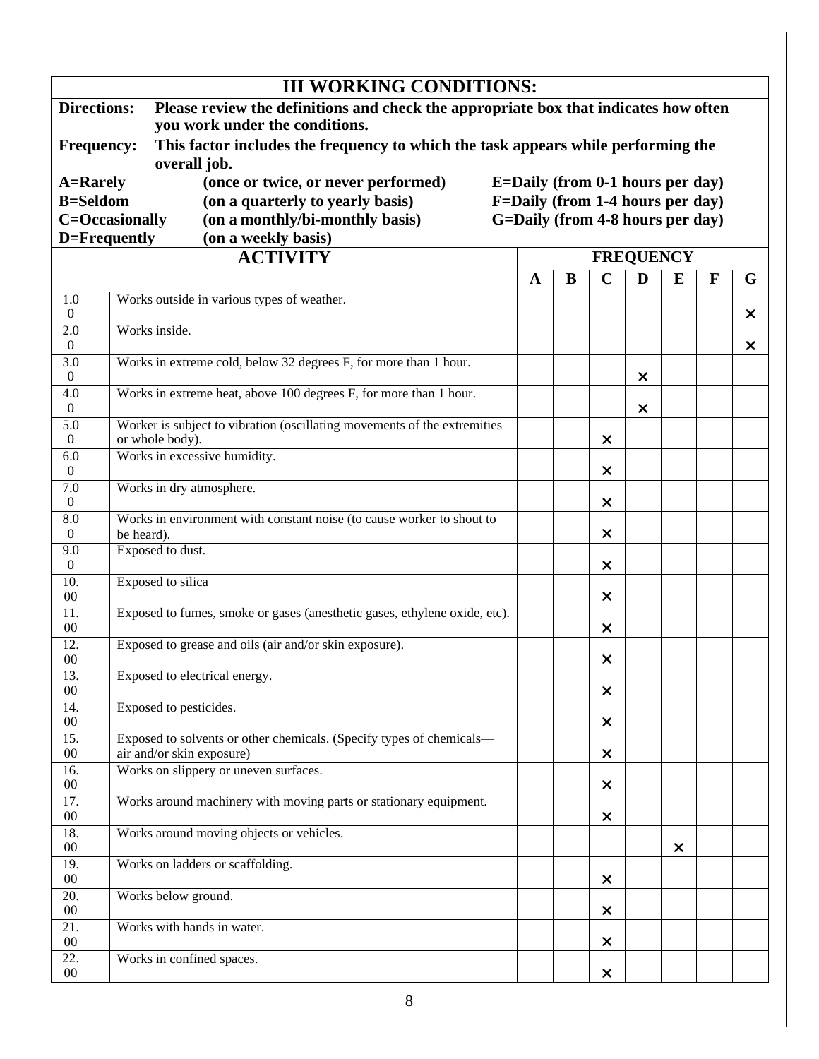## III WORKING CONDITIONS:

**Directions:** **Please review the definitions and check the appropriate box that indicates how often you work under the conditions.**

**Frequency:** **This factor includes the frequency to which the task appears while performing the overall job.**

**A=Rarely** **(once or twice, or never performed)**
**B=Seldom** **(on a quarterly to yearly basis)**
**C=Occasionally** **(on a monthly/bi-monthly basis)**
**D=Frequently** **(on a weekly basis)**
**E=Daily (from 0-1 hours per day)**
**F=Daily (from 1-4 hours per day)**
**G=Daily (from 4-8 hours per day)**

| | ACTIVITY | FREQUENCY | | | | | | |
|---|---|---|---|---|---|---|---|---|
| | | A | B | C | D | E | F | G |
| 1.00 | Works outside in various types of weather. | | | | | | | × |
| 2.00 | Works inside. | | | | | | | × |
| 3.00 | Works in extreme cold, below 32 degrees F, for more than 1 hour. | | | | × | | | |
| 4.00 | Works in extreme heat, above 100 degrees F, for more than 1 hour. | | | | × | | | |
| 5.00 | Worker is subject to vibration (oscillating movements of the extremities or whole body). | | | × | | | | |
| 6.00 | Works in excessive humidity. | | | × | | | | |
| 7.00 | Works in dry atmosphere. | | | × | | | | |
| 8.00 | Works in environment with constant noise (to cause worker to shout to be heard). | | | × | | | | |
| 9.00 | Exposed to dust. | | | × | | | | |
| 10.00 | Exposed to silica | | | × | | | | |
| 11.00 | Exposed to fumes, smoke or gases (anesthetic gases, ethylene oxide, etc). | | | × | | | | |
| 12.00 | Exposed to grease and oils (air and/or skin exposure). | | | × | | | | |
| 13.00 | Exposed to electrical energy. | | | × | | | | |
| 14.00 | Exposed to pesticides. | | | × | | | | |
| 15.00 | Exposed to solvents or other chemicals. (Specify types of chemicals—air and/or skin exposure) | | | × | | | | |
| 16.00 | Works on slippery or uneven surfaces. | | | × | | | | |
| 17.00 | Works around machinery with moving parts or stationary equipment. | | | × | | | | |
| 18.00 | Works around moving objects or vehicles. | | | | | × | | |
| 19.00 | Works on ladders or scaffolding. | | | × | | | | |
| 20.00 | Works below ground. | | | × | | | | |
| 21.00 | Works with hands in water. | | | × | | | | |
| 22.00 | Works in confined spaces. | | | × | | | | |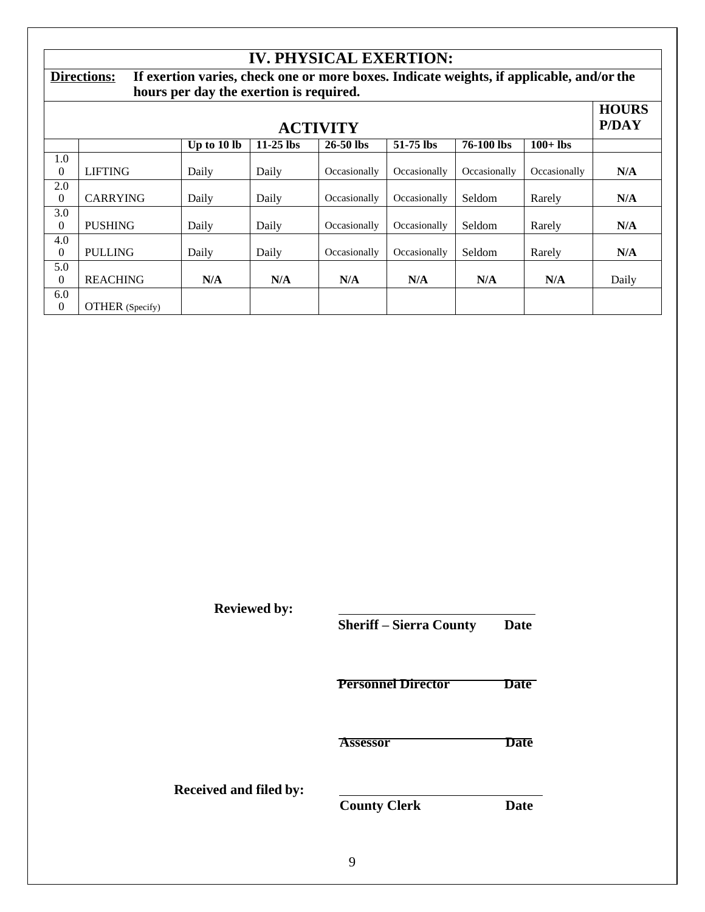## IV. PHYSICAL EXERTION:

**Directions:** **If exertion varies, check one or more boxes. Indicate weights, if applicable, and/or the hours per day the exertion is required.**

| | ACTIVITY | | | | | | | HOURS P/DAY |
|---|---|---|---|---|---|---|---|---|
| | | **Up to 10 lb** | **11-25 lbs** | **26-50 lbs** | **51-75 lbs** | **76-100 lbs** | **100+ lbs** | |
| 1.00 | LIFTING | Daily | Daily | Occasionally | Occasionally | Occasionally | Occasionally | **N/A** |
| 2.00 | CARRYING | Daily | Daily | Occasionally | Occasionally | Seldom | Rarely | **N/A** |
| 3.00 | PUSHING | Daily | Daily | Occasionally | Occasionally | Seldom | Rarely | **N/A** |
| 4.00 | PULLING | Daily | Daily | Occasionally | Occasionally | Seldom | Rarely | **N/A** |
| 5.00 | REACHING | **N/A** | **N/A** | **N/A** | **N/A** | **N/A** | **N/A** | Daily |
| 6.00 | OTHER (Specify) | | | | | | | |

**Reviewed by:**

____________________________
**Sheriff – Sierra County** **Date**

____________________________
**Personnel Director** **Date**

____________________________
**Assessor** **Date**

**Received and filed by:**

____________________________
**County Clerk** **Date**